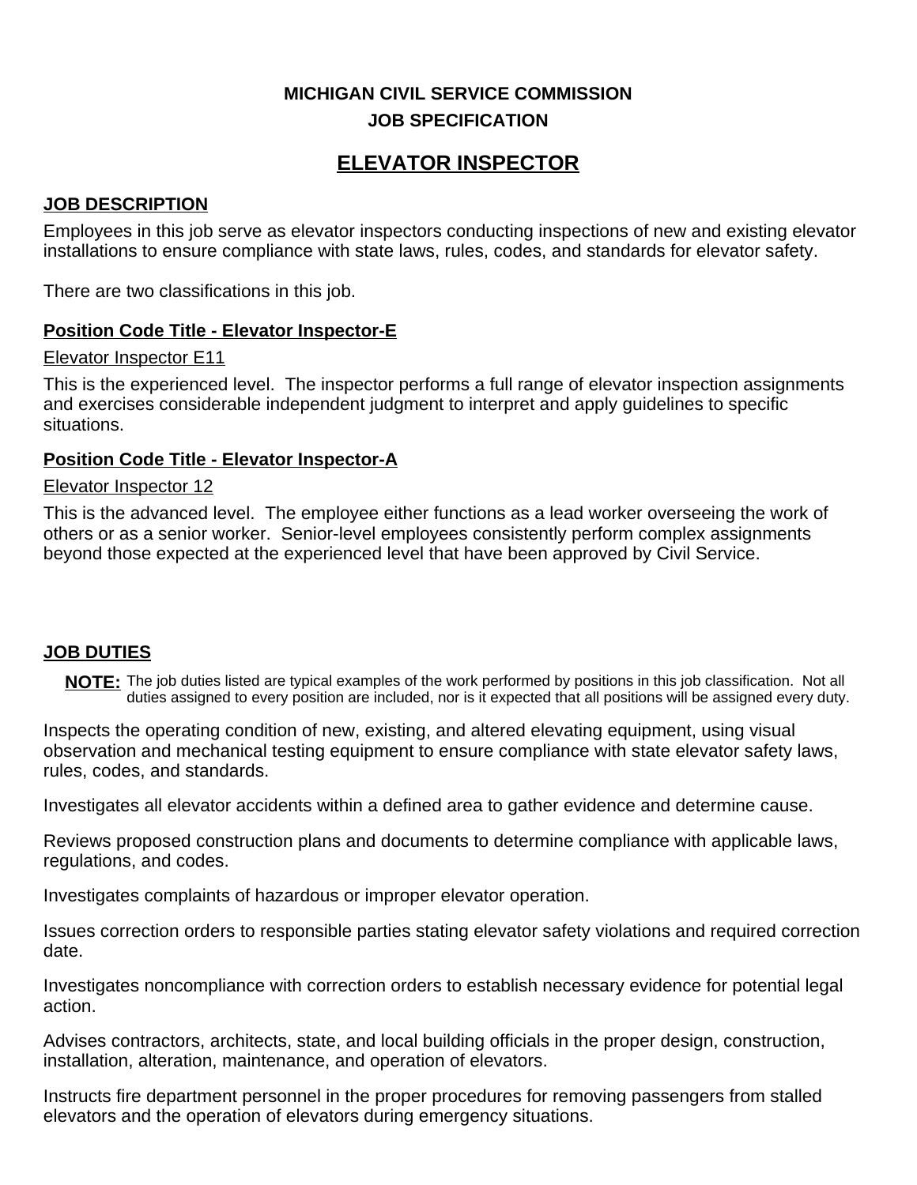**MICHIGAN CIVIL SERVICE COMMISSION**
**JOB SPECIFICATION**

# ELEVATOR INSPECTOR

## JOB DESCRIPTION

Employees in this job serve as elevator inspectors conducting inspections of new and existing elevator installations to ensure compliance with state laws, rules, codes, and standards for elevator safety.

There are two classifications in this job.

### Position Code Title - Elevator Inspector-E

Elevator Inspector E11

This is the experienced level. The inspector performs a full range of elevator inspection assignments and exercises considerable independent judgment to interpret and apply guidelines to specific situations.

### Position Code Title - Elevator Inspector-A

Elevator Inspector 12

This is the advanced level. The employee either functions as a lead worker overseeing the work of others or as a senior worker. Senior-level employees consistently perform complex assignments beyond those expected at the experienced level that have been approved by Civil Service.

## JOB DUTIES

**NOTE:** The job duties listed are typical examples of the work performed by positions in this job classification. Not all duties assigned to every position are included, nor is it expected that all positions will be assigned every duty.

Inspects the operating condition of new, existing, and altered elevating equipment, using visual observation and mechanical testing equipment to ensure compliance with state elevator safety laws, rules, codes, and standards.

Investigates all elevator accidents within a defined area to gather evidence and determine cause.

Reviews proposed construction plans and documents to determine compliance with applicable laws, regulations, and codes.

Investigates complaints of hazardous or improper elevator operation.

Issues correction orders to responsible parties stating elevator safety violations and required correction date.

Investigates noncompliance with correction orders to establish necessary evidence for potential legal action.

Advises contractors, architects, state, and local building officials in the proper design, construction, installation, alteration, maintenance, and operation of elevators.

Instructs fire department personnel in the proper procedures for removing passengers from stalled elevators and the operation of elevators during emergency situations.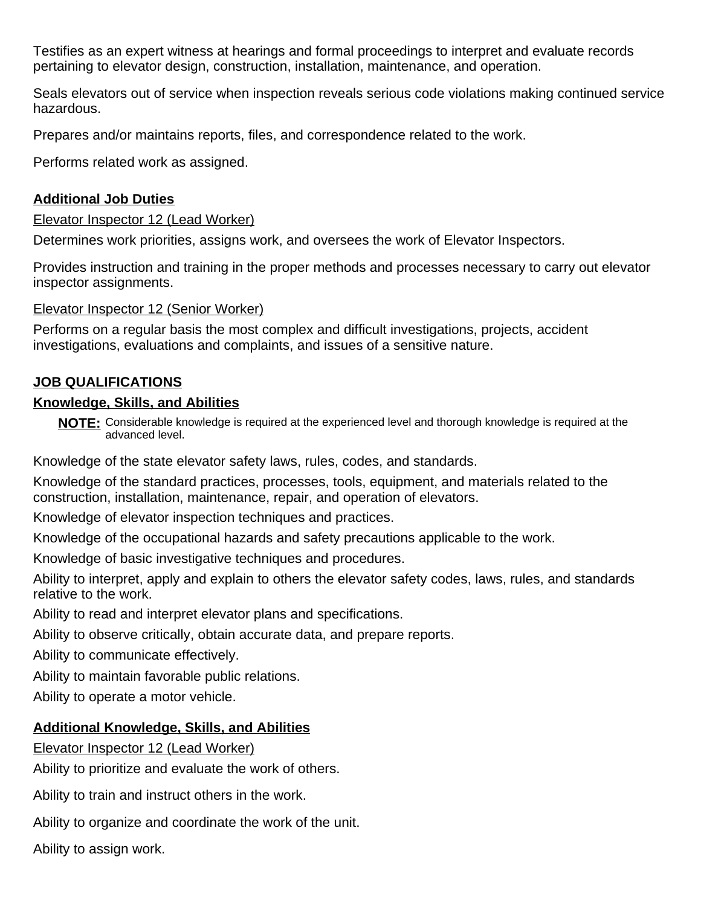Testifies as an expert witness at hearings and formal proceedings to interpret and evaluate records pertaining to elevator design, construction, installation, maintenance, and operation.

Seals elevators out of service when inspection reveals serious code violations making continued service hazardous.

Prepares and/or maintains reports, files, and correspondence related to the work.

Performs related work as assigned.

## Additional Job Duties

Elevator Inspector 12 (Lead Worker)

Determines work priorities, assigns work, and oversees the work of Elevator Inspectors.

Provides instruction and training in the proper methods and processes necessary to carry out elevator inspector assignments.

Elevator Inspector 12 (Senior Worker)

Performs on a regular basis the most complex and difficult investigations, projects, accident investigations, evaluations and complaints, and issues of a sensitive nature.

## JOB QUALIFICATIONS

### Knowledge, Skills, and Abilities

**NOTE:** Considerable knowledge is required at the experienced level and thorough knowledge is required at the advanced level.

Knowledge of the state elevator safety laws, rules, codes, and standards.

Knowledge of the standard practices, processes, tools, equipment, and materials related to the construction, installation, maintenance, repair, and operation of elevators.

Knowledge of elevator inspection techniques and practices.

Knowledge of the occupational hazards and safety precautions applicable to the work.

Knowledge of basic investigative techniques and procedures.

Ability to interpret, apply and explain to others the elevator safety codes, laws, rules, and standards relative to the work.

Ability to read and interpret elevator plans and specifications.

Ability to observe critically, obtain accurate data, and prepare reports.

Ability to communicate effectively.

Ability to maintain favorable public relations.

Ability to operate a motor vehicle.

### Additional Knowledge, Skills, and Abilities

Elevator Inspector 12 (Lead Worker)

Ability to prioritize and evaluate the work of others.

Ability to train and instruct others in the work.

Ability to organize and coordinate the work of the unit.

Ability to assign work.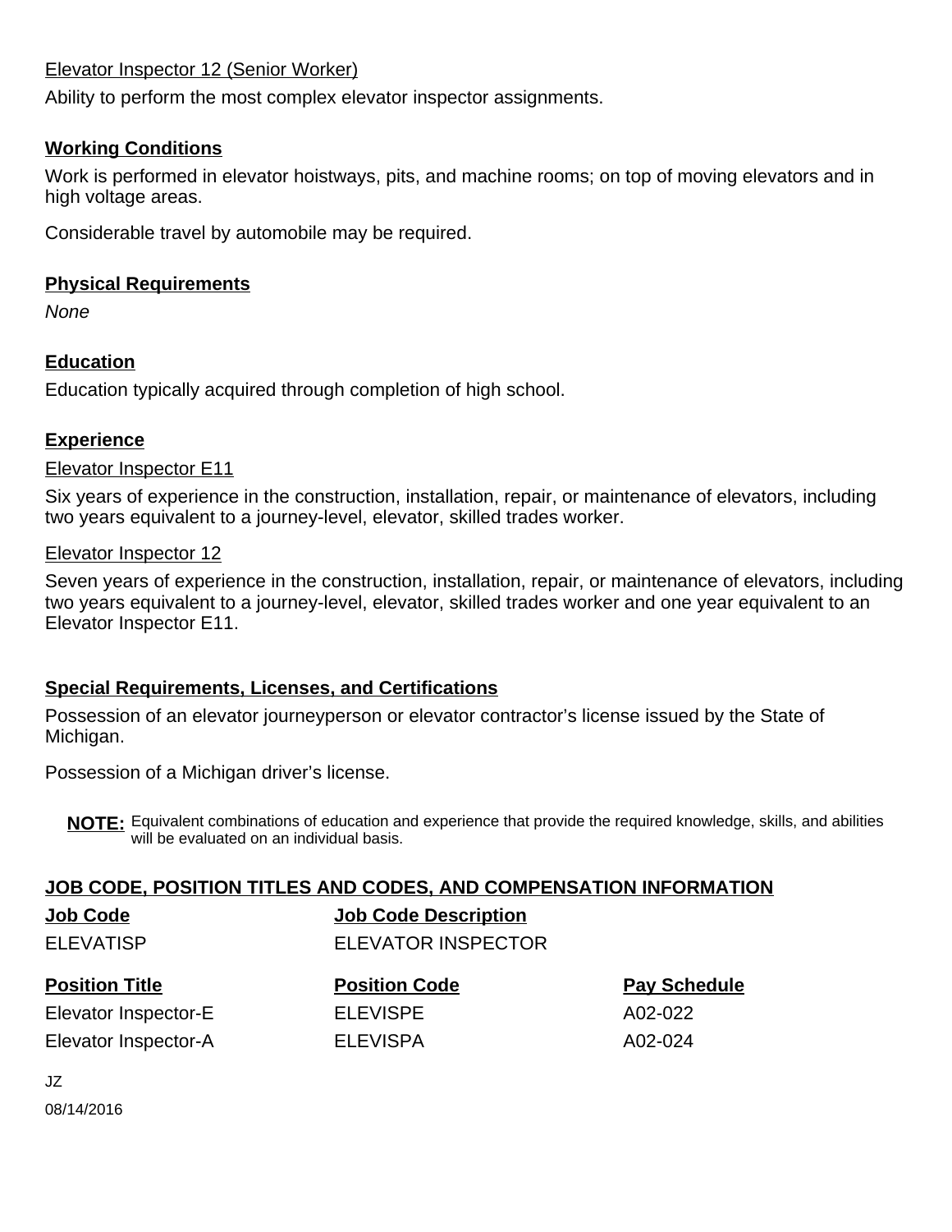Elevator Inspector 12 (Senior Worker)

Ability to perform the most complex elevator inspector assignments.

## Working Conditions

Work is performed in elevator hoistways, pits, and machine rooms; on top of moving elevators and in high voltage areas.

Considerable travel by automobile may be required.

## Physical Requirements

*None*

## Education

Education typically acquired through completion of high school.

## Experience

Elevator Inspector E11

Six years of experience in the construction, installation, repair, or maintenance of elevators, including two years equivalent to a journey-level, elevator, skilled trades worker.

Elevator Inspector 12

Seven years of experience in the construction, installation, repair, or maintenance of elevators, including two years equivalent to a journey-level, elevator, skilled trades worker and one year equivalent to an Elevator Inspector E11.

## Special Requirements, Licenses, and Certifications

Possession of an elevator journeyperson or elevator contractor's license issued by the State of Michigan.

Possession of a Michigan driver's license.

**NOTE:** Equivalent combinations of education and experience that provide the required knowledge, skills, and abilities will be evaluated on an individual basis.

## JOB CODE, POSITION TITLES AND CODES, AND COMPENSATION INFORMATION

| Job Code | Job Code Description |
|---|---|
| ELEVATISP | ELEVATOR INSPECTOR |

| Position Title | Position Code | Pay Schedule |
|---|---|---|
| Elevator Inspector-E | ELEVISPE | A02-022 |
| Elevator Inspector-A | ELEVISPA | A02-024 |

JZ

08/14/2016